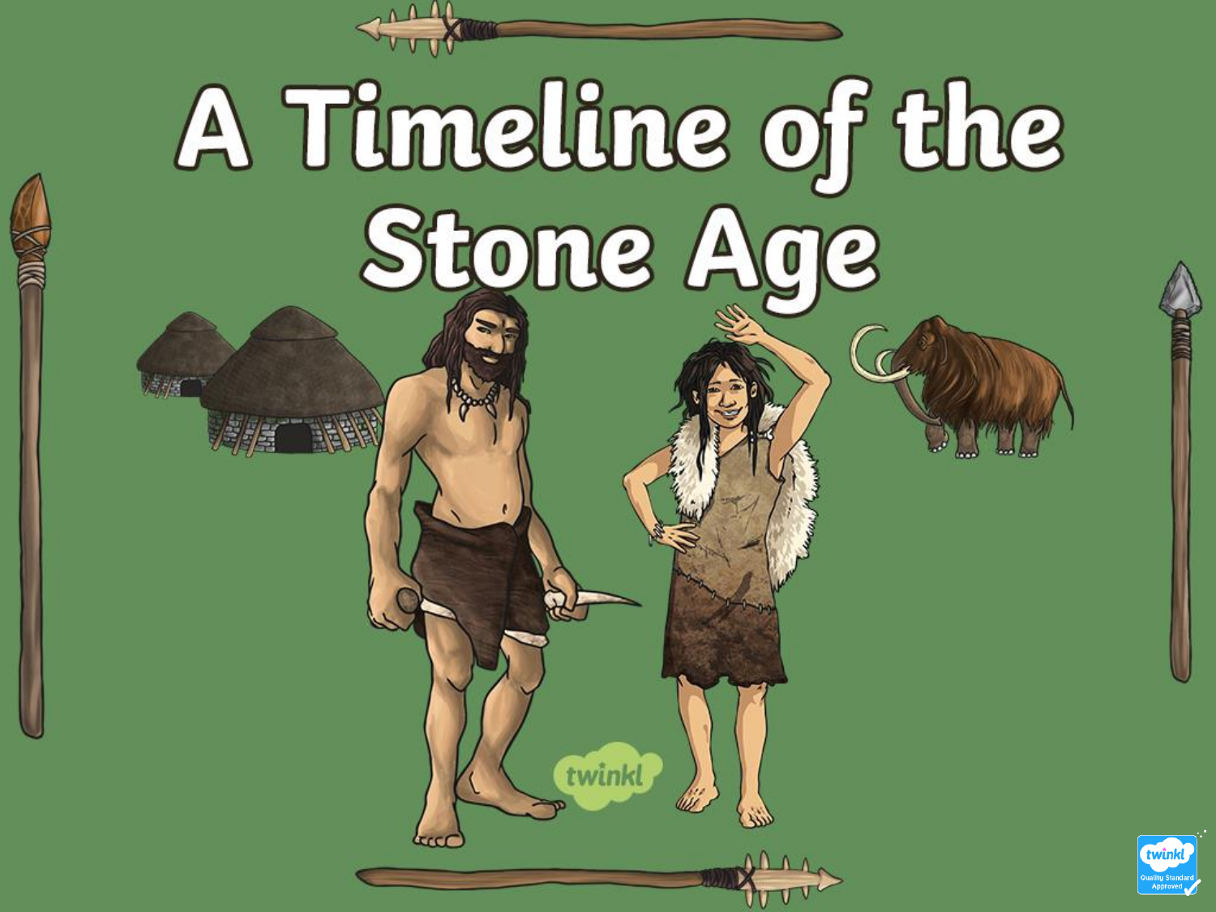# A Timeline of the Stone Age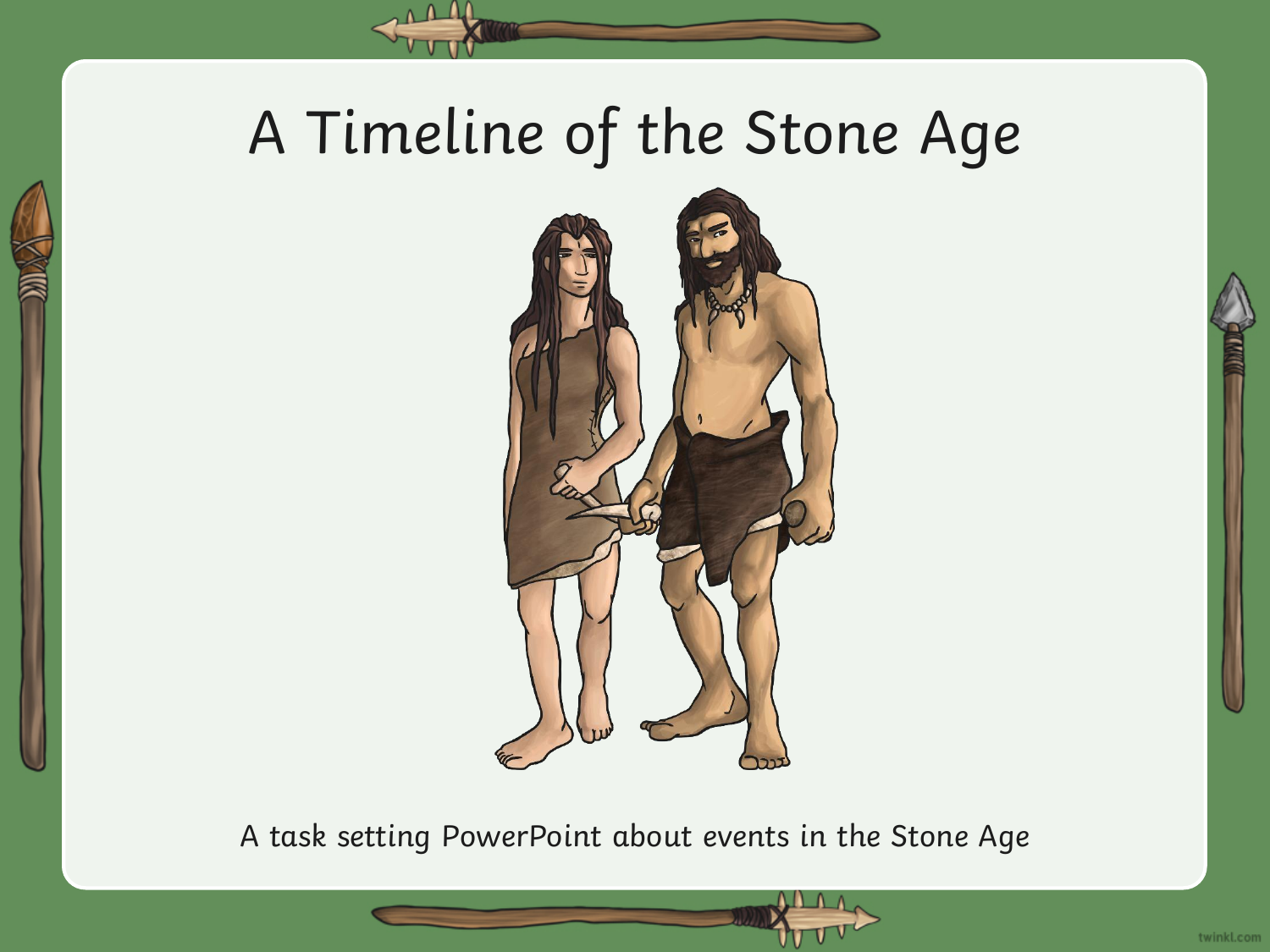# A Timeline of the Stone Age

*A task setting PowerPoint about events in the Stone Age*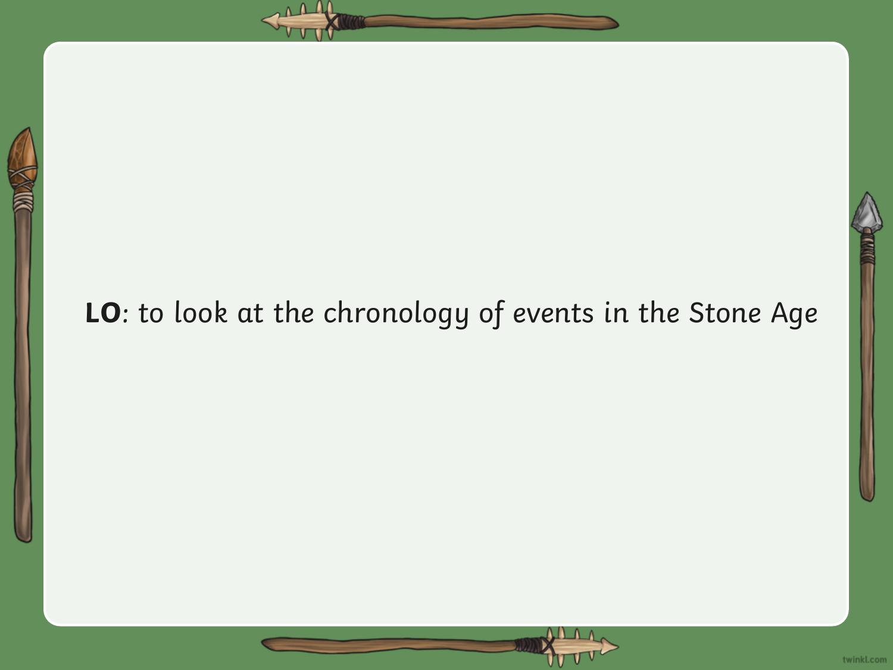**LO**: *to look at the chronology of events in the Stone Age*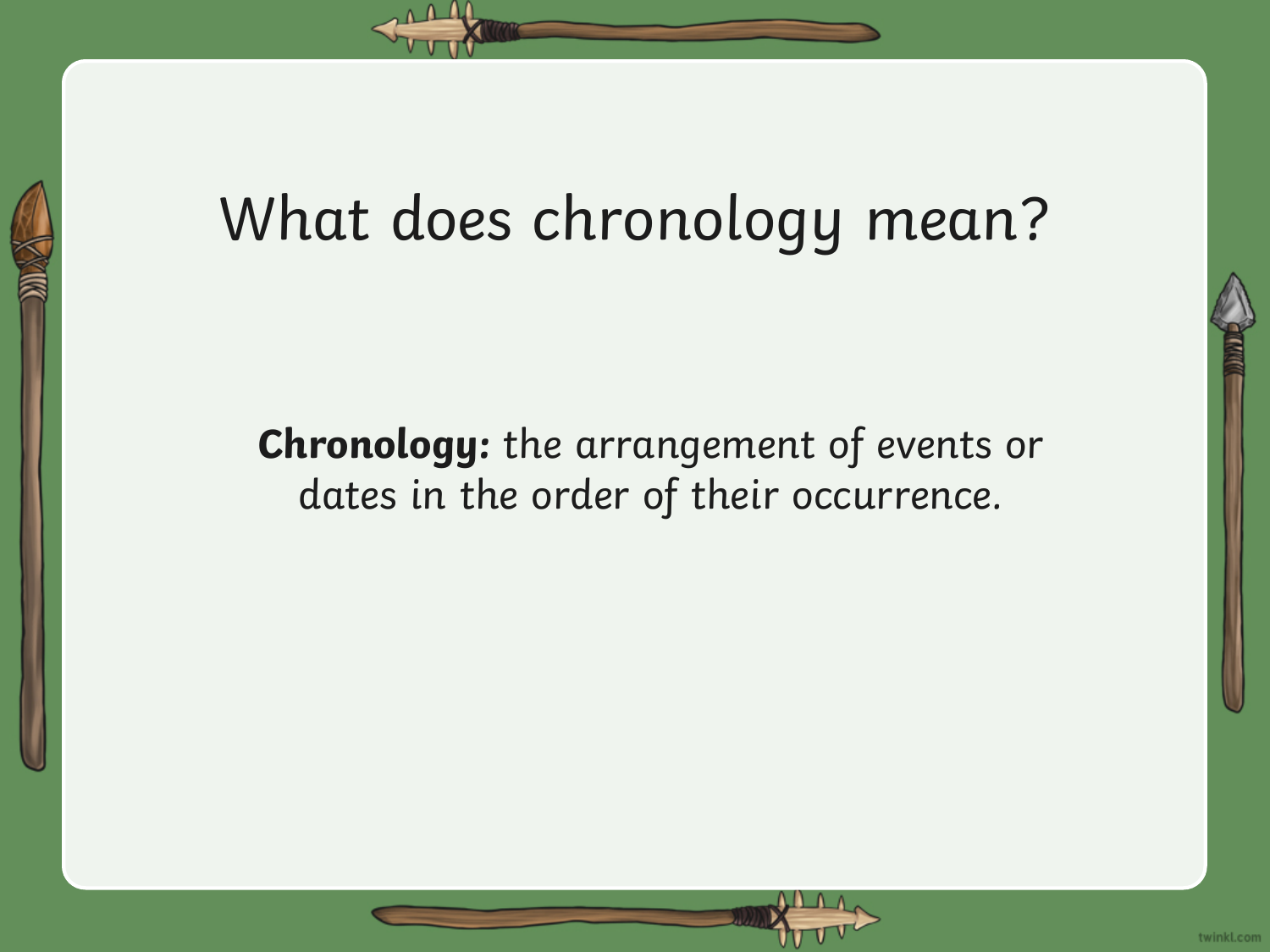# What does chronology mean?

**Chronology:** the arrangement of events or dates in the order of their occurrence.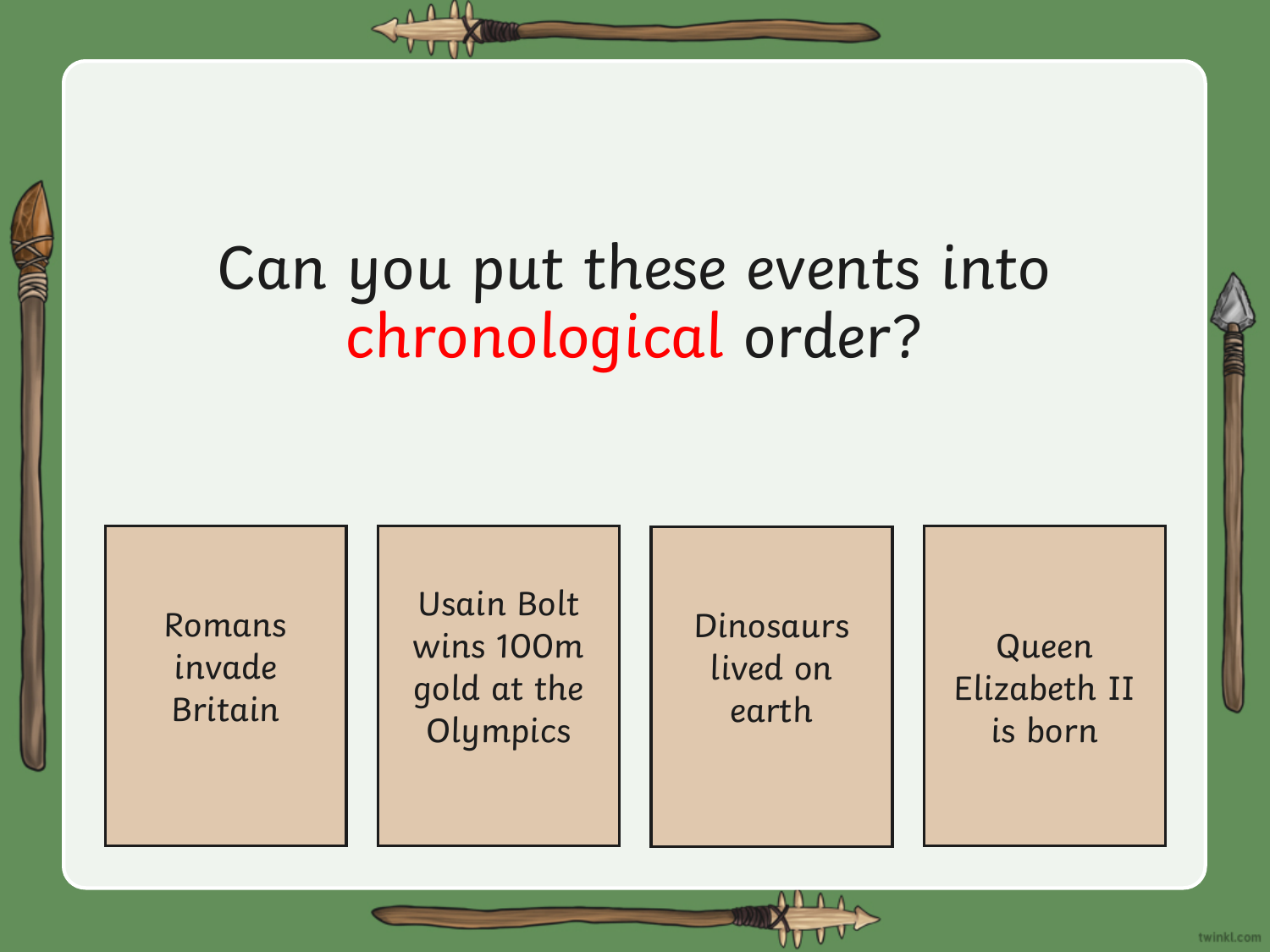# Can you put these events into chronological order?

| Romans invade Britain | Usain Bolt wins 100m gold at the Olympics | Dinosaurs lived on earth | Queen Elizabeth II is born |
|---|---|---|---|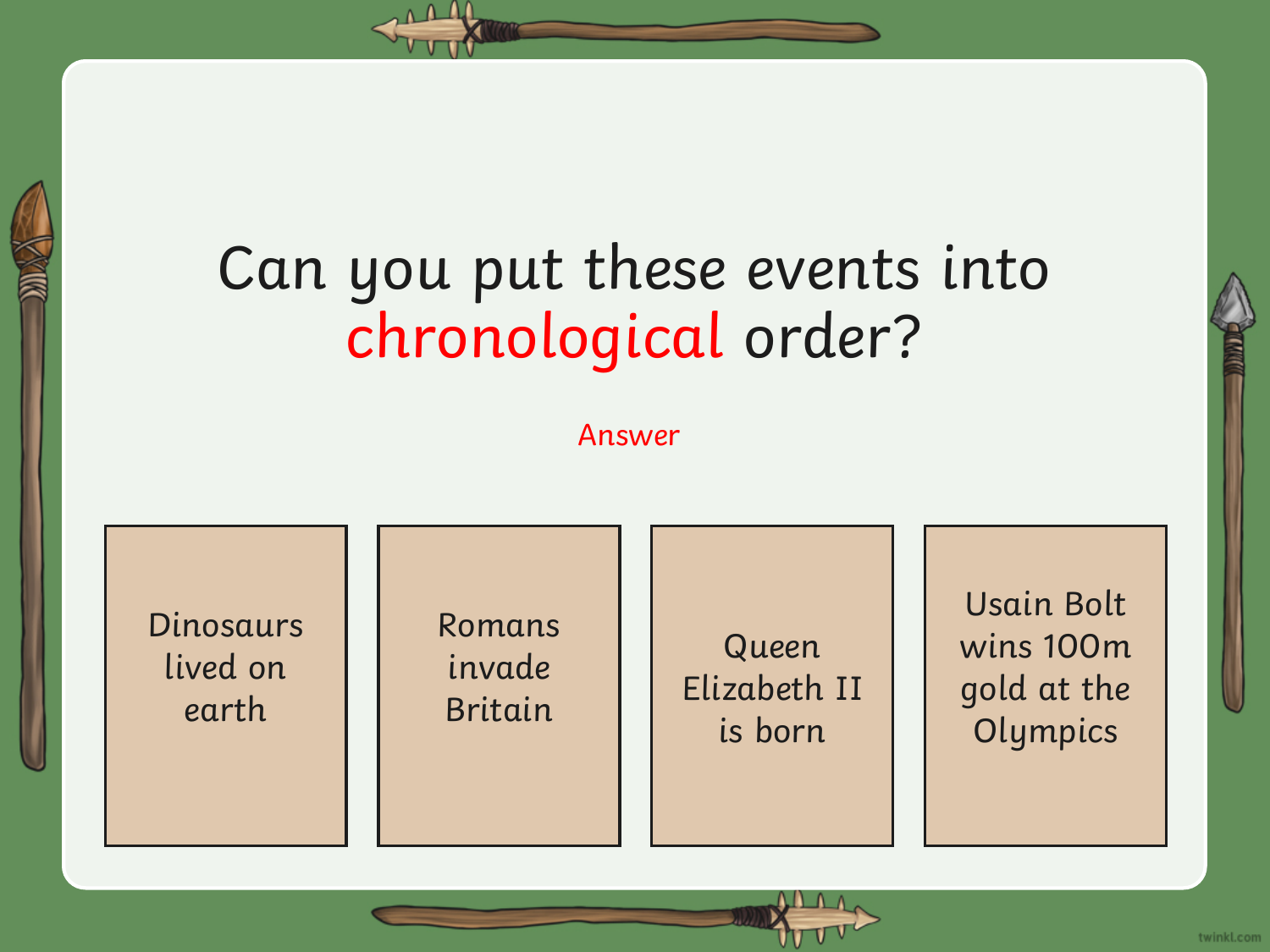# Can you put these events into chronological order?

Answer

| Dinosaurs lived on earth | Romans invade Britain | Queen Elizabeth II is born | Usain Bolt wins 100m gold at the Olympics |
|---|---|---|---|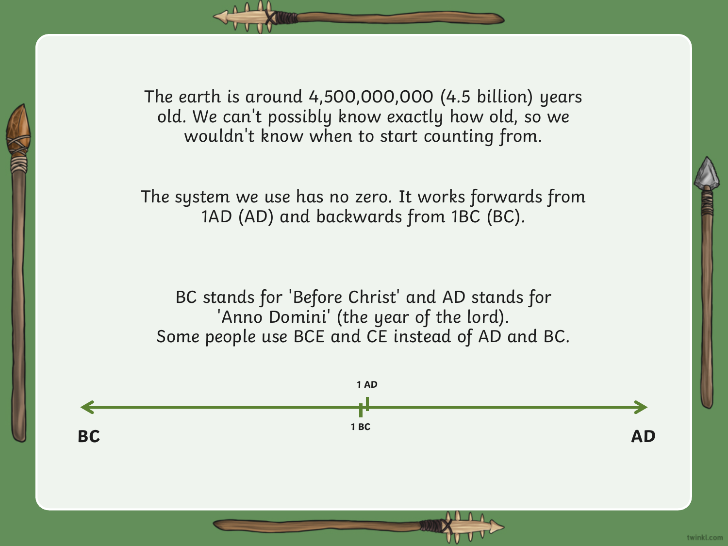The earth is around 4,500,000,000 (4.5 billion) years old. We can't possibly know exactly how old, so we wouldn't know when to start counting from.

The system we use has no zero. It works forwards from 1AD (AD) and backwards from 1BC (BC).

BC stands for 'Before Christ' and AD stands for 'Anno Domini' (the year of the lord).
Some people use BCE and CE instead of AD and BC.

1 AD

1 BC

**BC** **AD**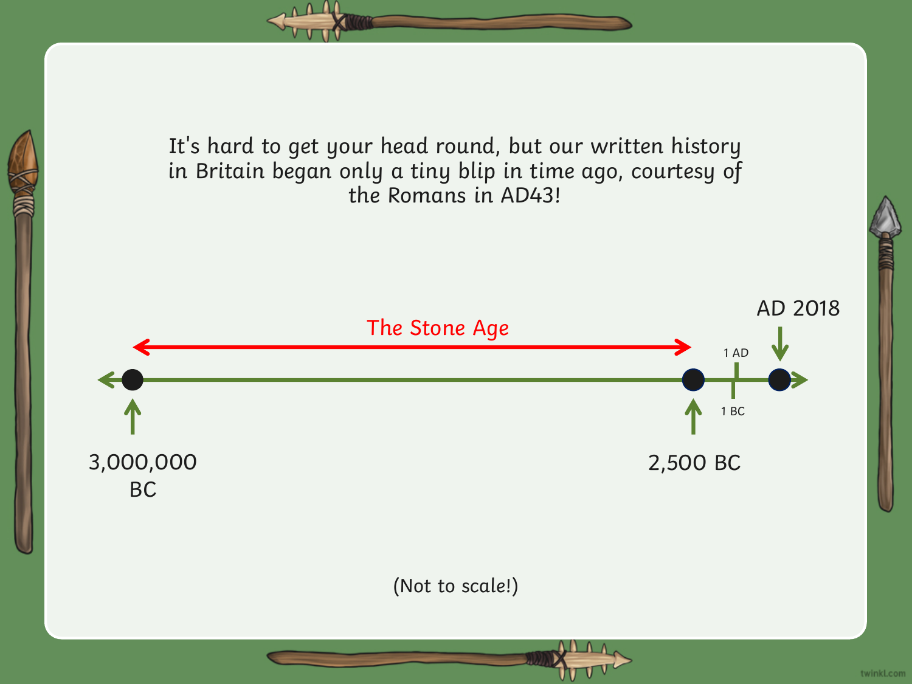It's hard to get your head round, but our written history in Britain began only a tiny blip in time ago, courtesy of the Romans in AD43!

The Stone Age

AD 2018

1 AD

1 BC

3,000,000 BC

2,500 BC

(Not to scale!)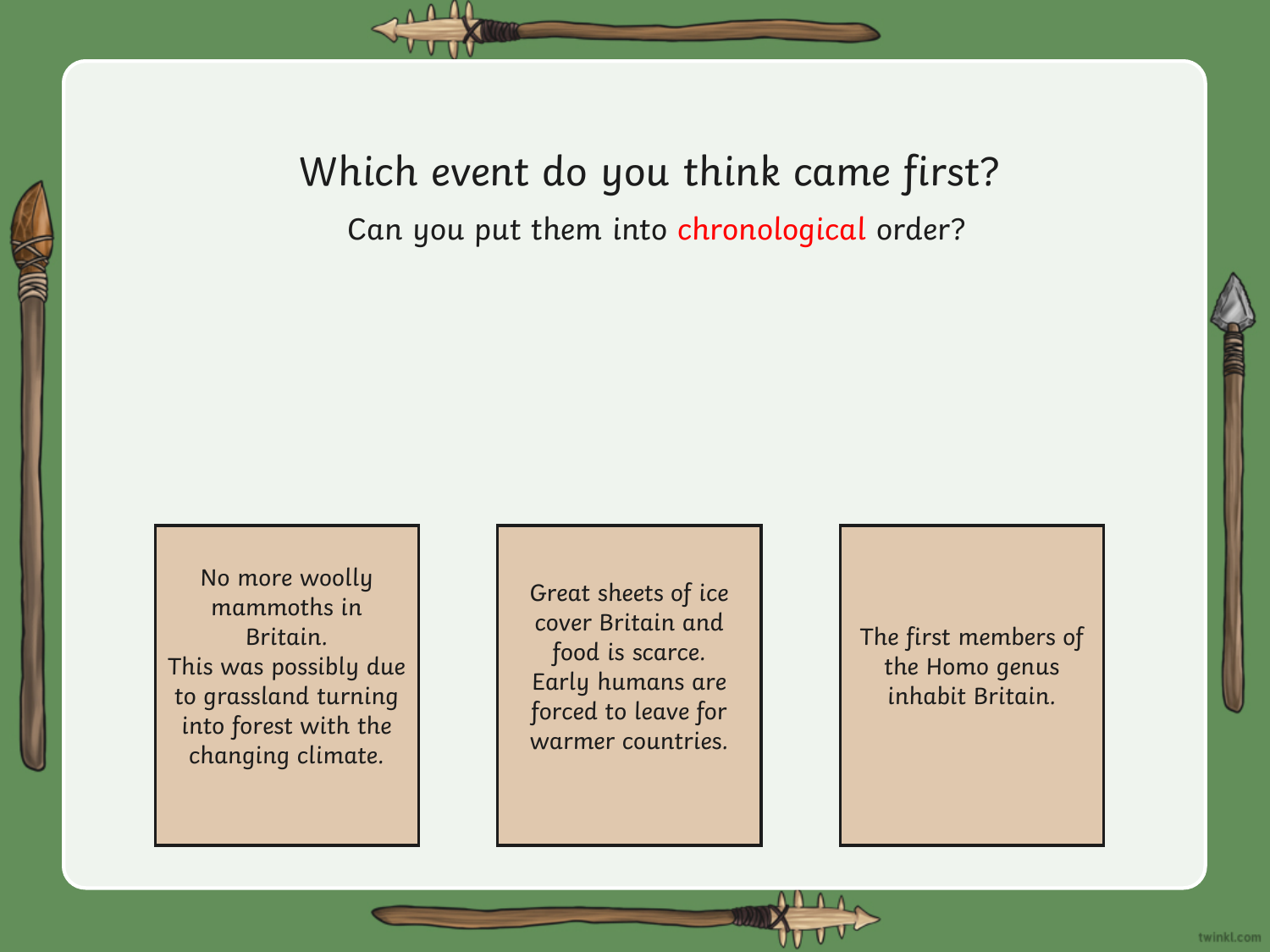# Which event do you think came first?

Can you put them into chronological order?

No more woolly mammoths in Britain.
This was possibly due to grassland turning into forest with the changing climate.

Great sheets of ice cover Britain and food is scarce.
Early humans are forced to leave for warmer countries.

The first members of the Homo genus inhabit Britain.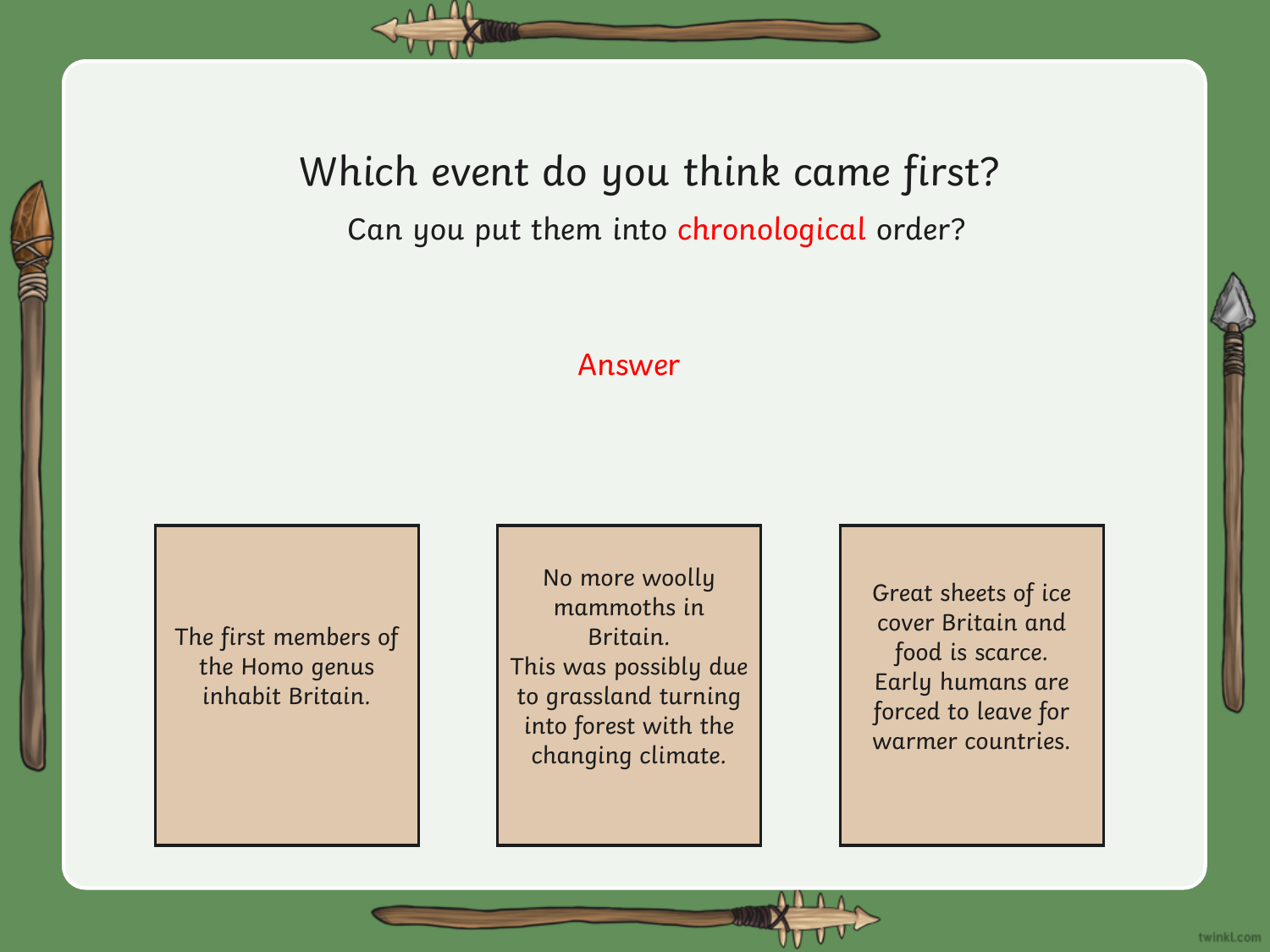# Which event do you think came first?

Can you put them into chronological order?

Answer

The first members of the Homo genus inhabit Britain.

No more woolly mammoths in Britain.
This was possibly due to grassland turning into forest with the changing climate.

Great sheets of ice cover Britain and food is scarce.
Early humans are forced to leave for warmer countries.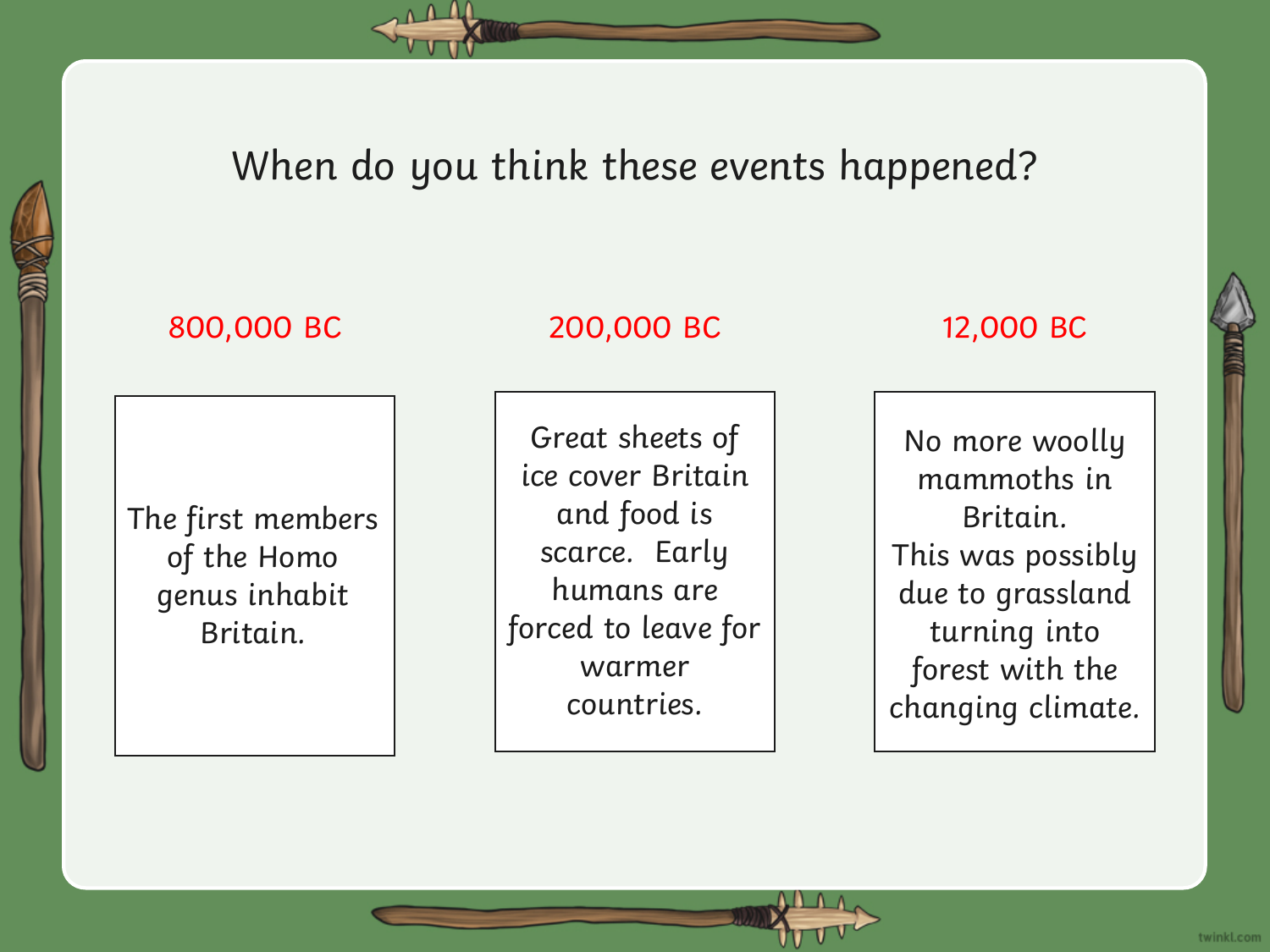# When do you think these events happened?

| 800,000 BC | 200,000 BC | 12,000 BC |
| --- | --- | --- |
| The first members of the Homo genus inhabit Britain. | Great sheets of ice cover Britain and food is scarce. Early humans are forced to leave for warmer countries. | No more woolly mammoths in Britain. This was possibly due to grassland turning into forest with the changing climate. |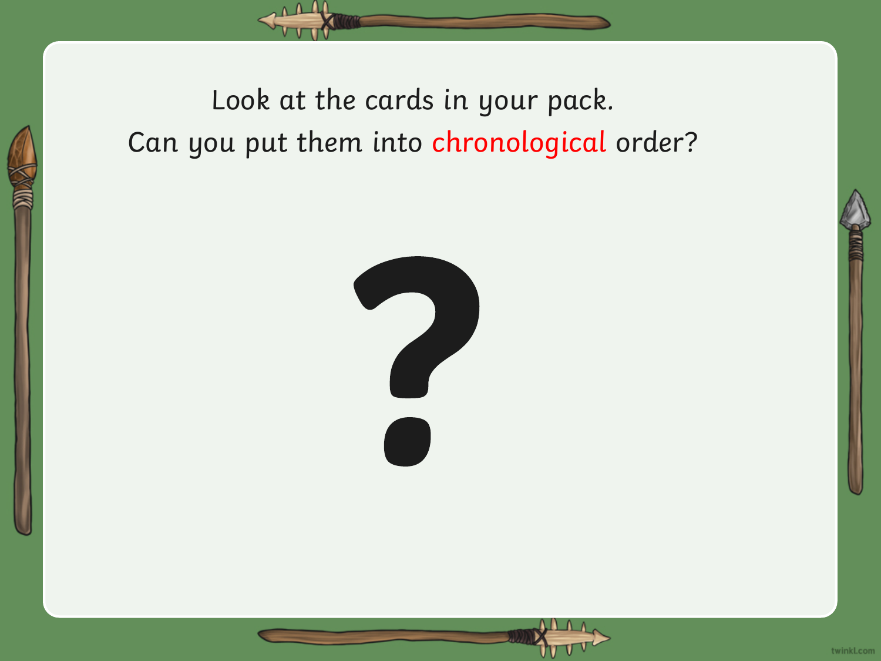Look at the cards in your pack.

Can you put them into chronological order?

?